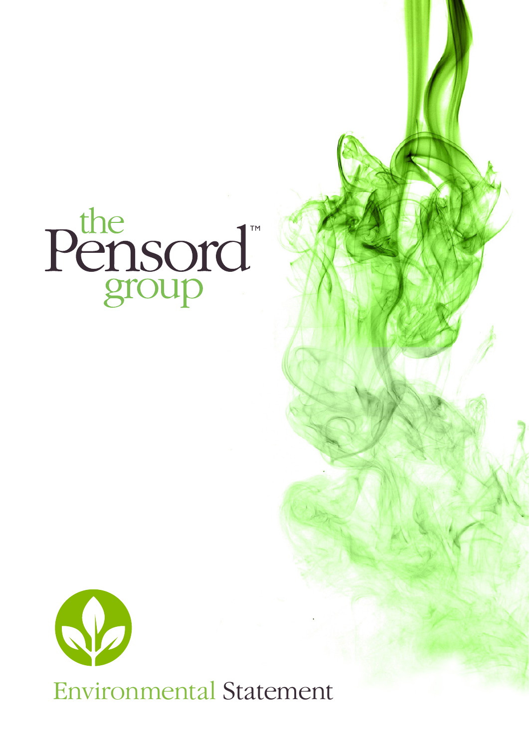# the Pensord™ group

# Environmental Statement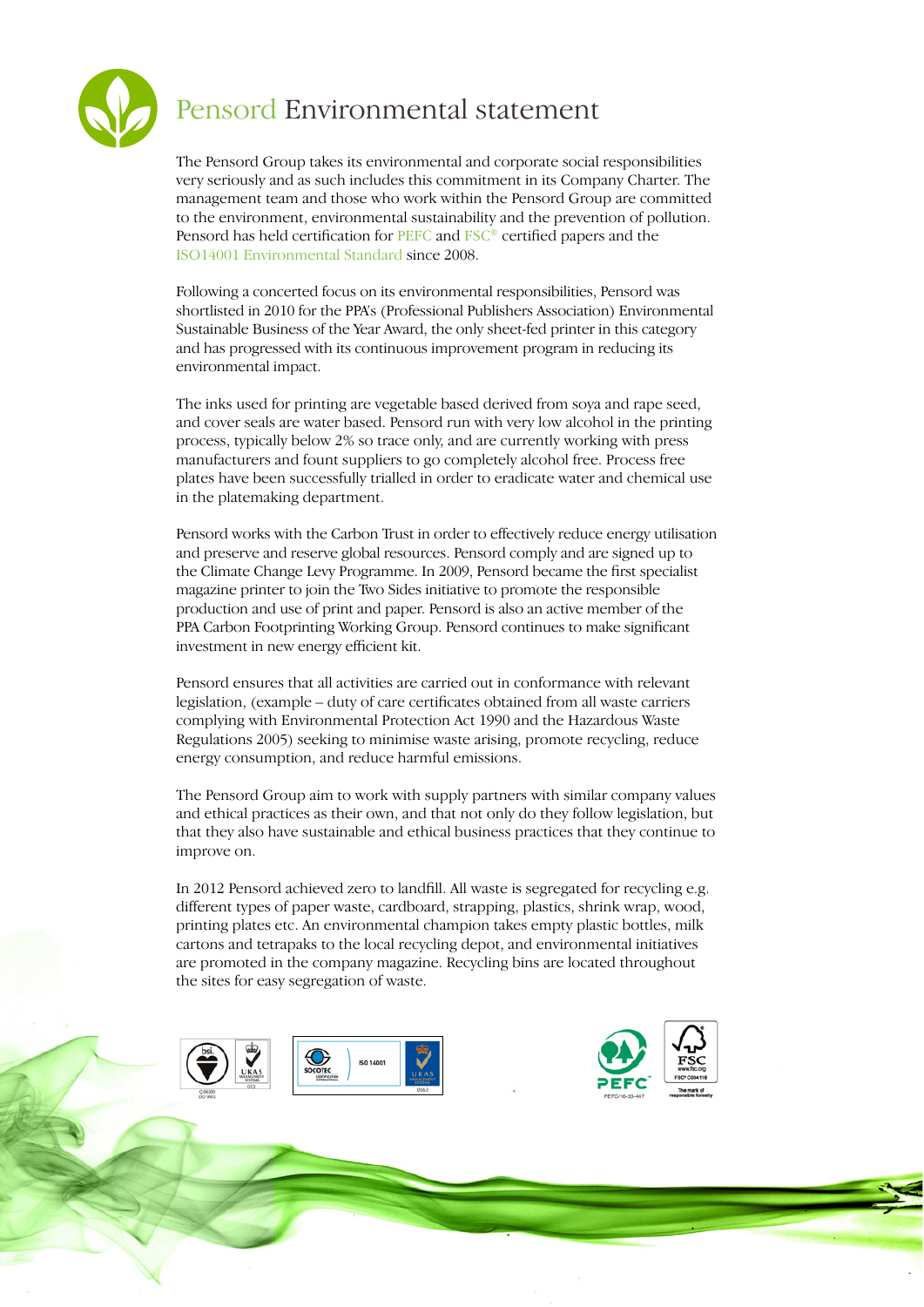# Pensord Environmental statement

The Pensord Group takes its environmental and corporate social responsibilities very seriously and as such includes this commitment in its Company Charter. The management team and those who work within the Pensord Group are committed to the environment, environmental sustainability and the prevention of pollution. Pensord has held certification for PEFC and FSC® certified papers and the ISO14001 Environmental Standard since 2008.

Following a concerted focus on its environmental responsibilities, Pensord was shortlisted in 2010 for the PPA's (Professional Publishers Association) Environmental Sustainable Business of the Year Award, the only sheet-fed printer in this category and has progressed with its continuous improvement program in reducing its environmental impact.

The inks used for printing are vegetable based derived from soya and rape seed, and cover seals are water based. Pensord run with very low alcohol in the printing process, typically below 2% so trace only, and are currently working with press manufacturers and fount suppliers to go completely alcohol free. Process free plates have been successfully trialled in order to eradicate water and chemical use in the platemaking department.

Pensord works with the Carbon Trust in order to effectively reduce energy utilisation and preserve and reserve global resources. Pensord comply and are signed up to the Climate Change Levy Programme. In 2009, Pensord became the first specialist magazine printer to join the Two Sides initiative to promote the responsible production and use of print and paper. Pensord is also an active member of the PPA Carbon Footprinting Working Group. Pensord continues to make significant investment in new energy efficient kit.

Pensord ensures that all activities are carried out in conformance with relevant legislation, (example – duty of care certificates obtained from all waste carriers complying with Environmental Protection Act 1990 and the Hazardous Waste Regulations 2005) seeking to minimise waste arising, promote recycling, reduce energy consumption, and reduce harmful emissions.

The Pensord Group aim to work with supply partners with similar company values and ethical practices as their own, and that not only do they follow legislation, but that they also have sustainable and ethical business practices that they continue to improve on.

In 2012 Pensord achieved zero to landfill. All waste is segregated for recycling e.g. different types of paper waste, cardboard, strapping, plastics, shrink wrap, wood, printing plates etc. An environmental champion takes empty plastic bottles, milk cartons and tetrapaks to the local recycling depot, and environmental initiatives are promoted in the company magazine. Recycling bins are located throughout the sites for easy segregation of waste.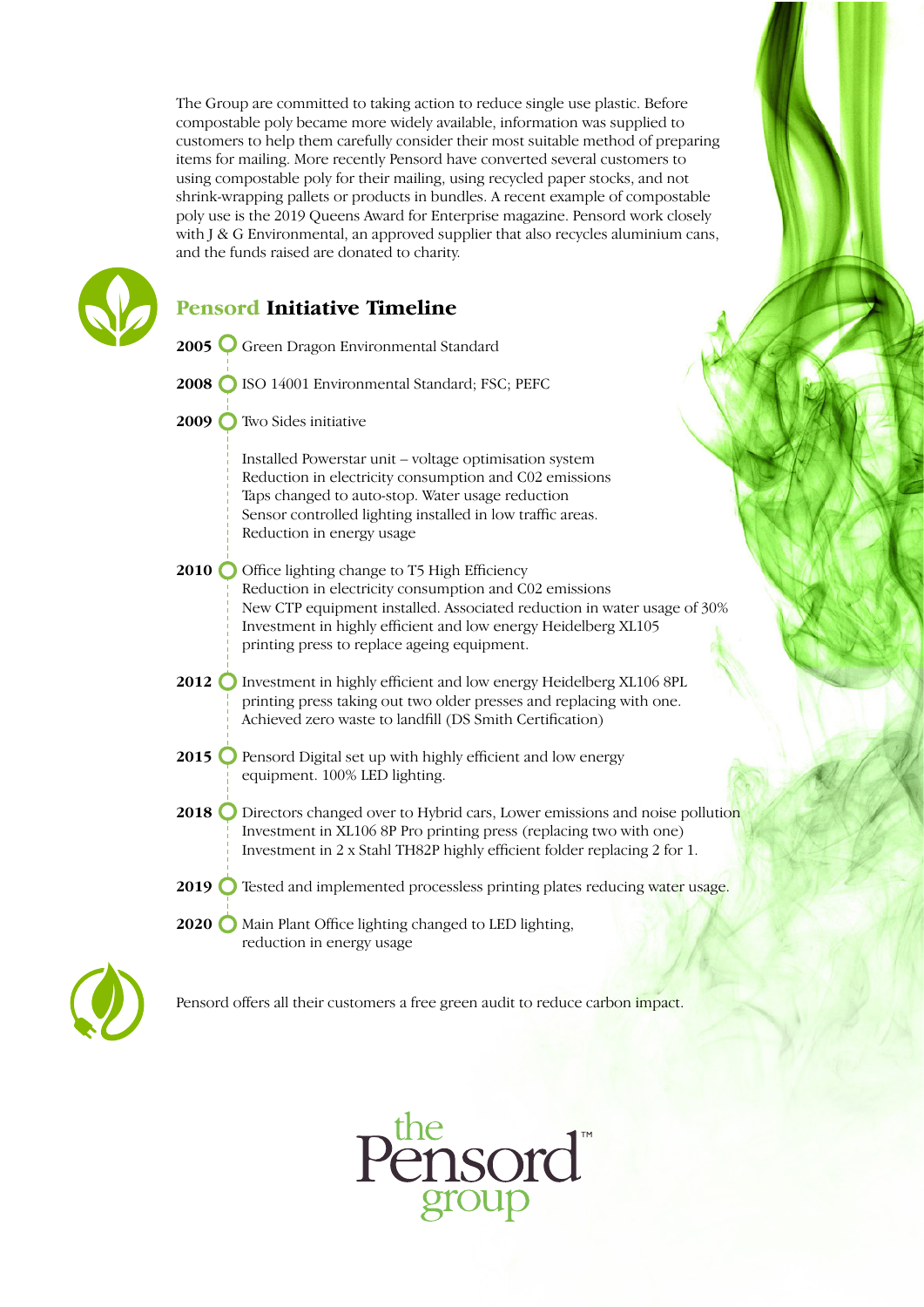The Group are committed to taking action to reduce single use plastic. Before compostable poly became more widely available, information was supplied to customers to help them carefully consider their most suitable method of preparing items for mailing. More recently Pensord have converted several customers to using compostable poly for their mailing, using recycled paper stocks, and not shrink-wrapping pallets or products in bundles. A recent example of compostable poly use is the 2019 Queens Award for Enterprise magazine. Pensord work closely with J & G Environmental, an approved supplier that also recycles aluminium cans, and the funds raised are donated to charity.

## Pensord **Initiative Timeline**

**2005** Green Dragon Environmental Standard

**2008** ISO 14001 Environmental Standard; FSC; PEFC

**2009** Two Sides initiative

Installed Powerstar unit – voltage optimisation system
Reduction in electricity consumption and C02 emissions
Taps changed to auto-stop. Water usage reduction
Sensor controlled lighting installed in low traffic areas.
Reduction in energy usage

**2010** Office lighting change to T5 High Efficiency
Reduction in electricity consumption and C02 emissions
New CTP equipment installed. Associated reduction in water usage of 30%
Investment in highly efficient and low energy Heidelberg XL105 printing press to replace ageing equipment.

**2012** Investment in highly efficient and low energy Heidelberg XL106 8PL printing press taking out two older presses and replacing with one.
Achieved zero waste to landfill (DS Smith Certification)

**2015** Pensord Digital set up with highly efficient and low energy equipment. 100% LED lighting.

**2018** Directors changed over to Hybrid cars, Lower emissions and noise pollution
Investment in XL106 8P Pro printing press (replacing two with one)
Investment in 2 x Stahl TH82P highly efficient folder replacing 2 for 1.

**2019** Tested and implemented processless printing plates reducing water usage.

**2020** Main Plant Office lighting changed to LED lighting, reduction in energy usage

Pensord offers all their customers a free green audit to reduce carbon impact.

the Pensord™ group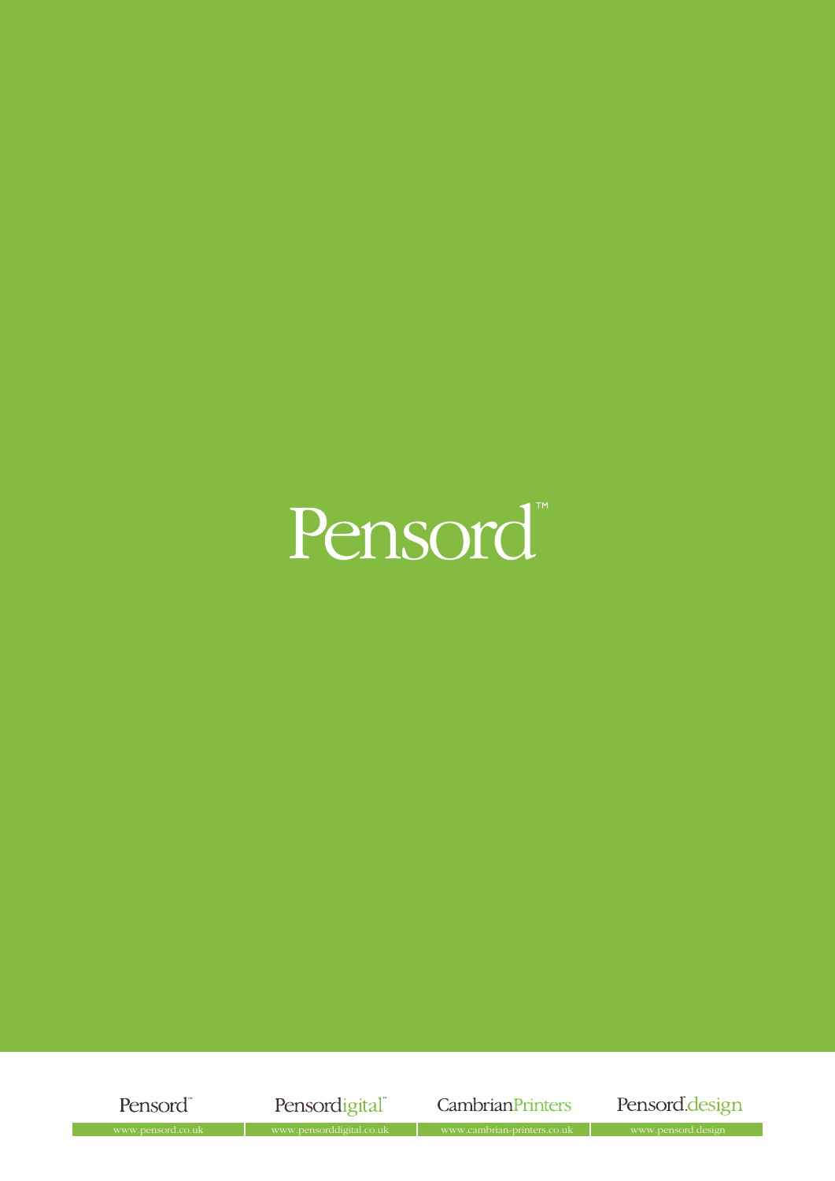Pensord™

Pensord™ Pensordigital™ CambrianPrinters Pensord.design

www.pensord.co.uk www.pensorddigital.co.uk www.cambrian-printers.co.uk www.pensord.design